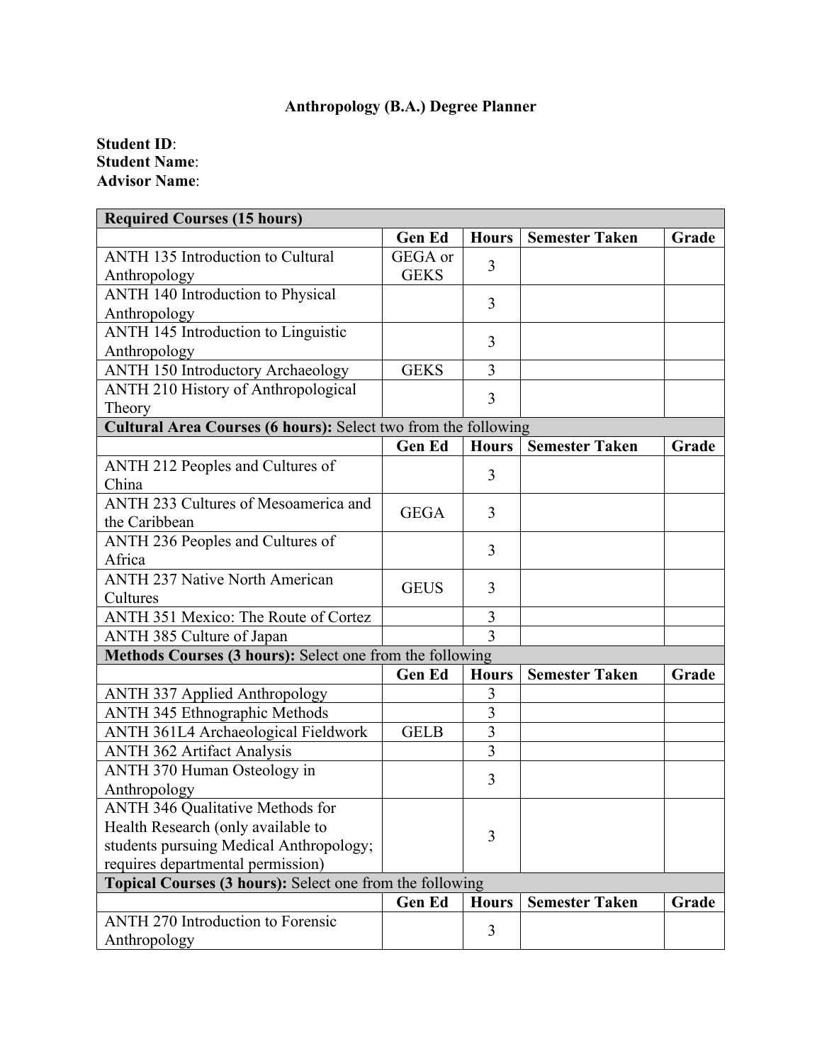# Anthropology (B.A.) Degree Planner

**Student ID**:
**Student Name**:
**Advisor Name**:

| **Required Courses (15 hours)** | | | | |
|---|---|---|---|---|
| | **Gen Ed** | **Hours** | **Semester Taken** | **Grade** |
| ANTH 135 Introduction to Cultural Anthropology | GEGA or GEKS | 3 | | |
| ANTH 140 Introduction to Physical Anthropology | | 3 | | |
| ANTH 145 Introduction to Linguistic Anthropology | | 3 | | |
| ANTH 150 Introductory Archaeology | GEKS | 3 | | |
| ANTH 210 History of Anthropological Theory | | 3 | | |
| **Cultural Area Courses (6 hours):** Select two from the following | | | | |
| | **Gen Ed** | **Hours** | **Semester Taken** | **Grade** |
| ANTH 212 Peoples and Cultures of China | | 3 | | |
| ANTH 233 Cultures of Mesoamerica and the Caribbean | GEGA | 3 | | |
| ANTH 236 Peoples and Cultures of Africa | | 3 | | |
| ANTH 237 Native North American Cultures | GEUS | 3 | | |
| ANTH 351 Mexico: The Route of Cortez | | 3 | | |
| ANTH 385 Culture of Japan | | 3 | | |
| **Methods Courses (3 hours):** Select one from the following | | | | |
| | **Gen Ed** | **Hours** | **Semester Taken** | **Grade** |
| ANTH 337 Applied Anthropology | | 3 | | |
| ANTH 345 Ethnographic Methods | | 3 | | |
| ANTH 361L4 Archaeological Fieldwork | GELB | 3 | | |
| ANTH 362 Artifact Analysis | | 3 | | |
| ANTH 370 Human Osteology in Anthropology | | 3 | | |
| ANTH 346 Qualitative Methods for Health Research (only available to students pursuing Medical Anthropology; requires departmental permission) | | 3 | | |
| **Topical Courses (3 hours):** Select one from the following | | | | |
| | **Gen Ed** | **Hours** | **Semester Taken** | **Grade** |
| ANTH 270 Introduction to Forensic Anthropology | | 3 | | |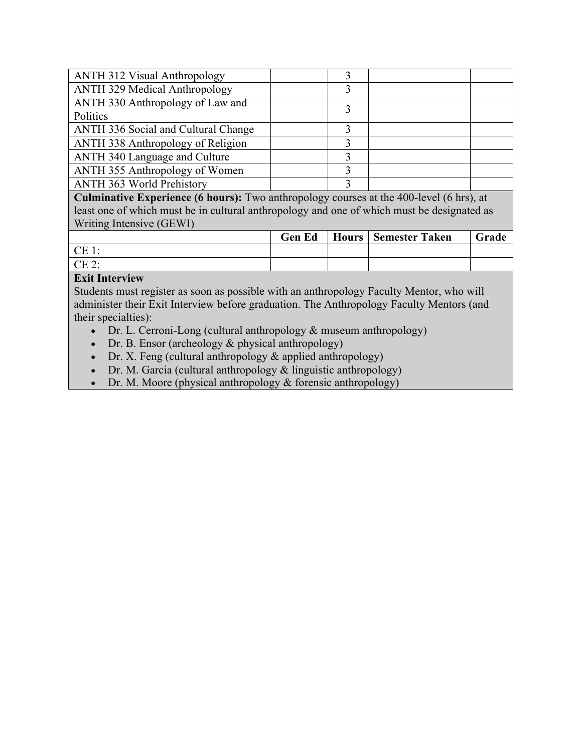| | | | | |
|---|---|---|---|---|
| ANTH 312 Visual Anthropology | | 3 | | |
| ANTH 329 Medical Anthropology | | 3 | | |
| ANTH 330 Anthropology of Law and Politics | | 3 | | |
| ANTH 336 Social and Cultural Change | | 3 | | |
| ANTH 338 Anthropology of Religion | | 3 | | |
| ANTH 340 Language and Culture | | 3 | | |
| ANTH 355 Anthropology of Women | | 3 | | |
| ANTH 363 World Prehistory | | 3 | | |

**Culminative Experience (6 hours):** Two anthropology courses at the 400-level (6 hrs), at least one of which must be in cultural anthropology and one of which must be designated as Writing Intensive (GEWI)

| | Gen Ed | Hours | Semester Taken | Grade |
|---|---|---|---|---|
| CE 1: | | | | |
| CE 2: | | | | |

**Exit Interview**

Students must register as soon as possible with an anthropology Faculty Mentor, who will administer their Exit Interview before graduation. The Anthropology Faculty Mentors (and their specialties):

- Dr. L. Cerroni-Long (cultural anthropology & museum anthropology)
- Dr. B. Ensor (archeology & physical anthropology)
- Dr. X. Feng (cultural anthropology & applied anthropology)
- Dr. M. Garcia (cultural anthropology & linguistic anthropology)
- Dr. M. Moore (physical anthropology & forensic anthropology)